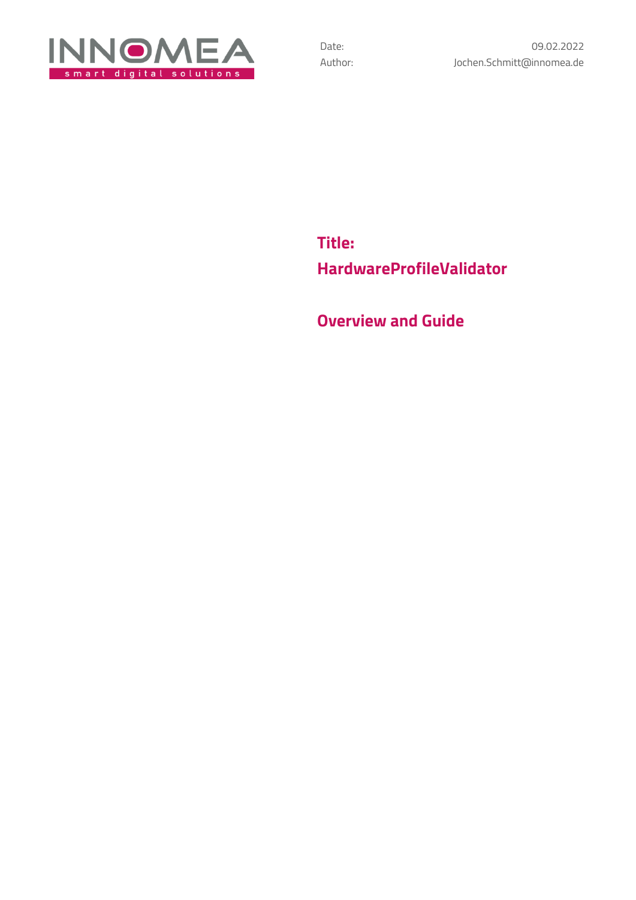INNOMEA

smart digital solutions

Date: 09.02.2022

Author: Jochen.Schmitt@innomea.de

# Title: HardwareProfileValidator

## Overview and Guide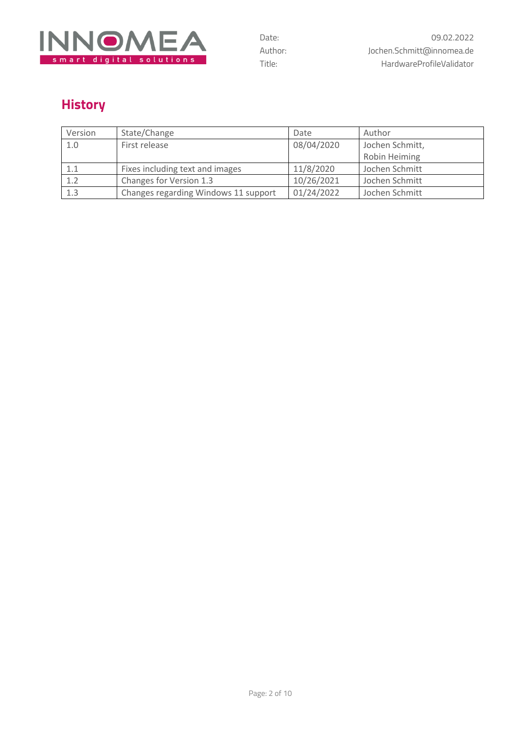## History

| Version | State/Change | Date | Author |
|---|---|---|---|
| 1.0 | First release | 08/04/2020 | Jochen Schmitt, Robin Heiming |
| 1.1 | Fixes including text and images | 11/8/2020 | Jochen Schmitt |
| 1.2 | Changes for Version 1.3 | 10/26/2021 | Jochen Schmitt |
| 1.3 | Changes regarding Windows 11 support | 01/24/2022 | Jochen Schmitt |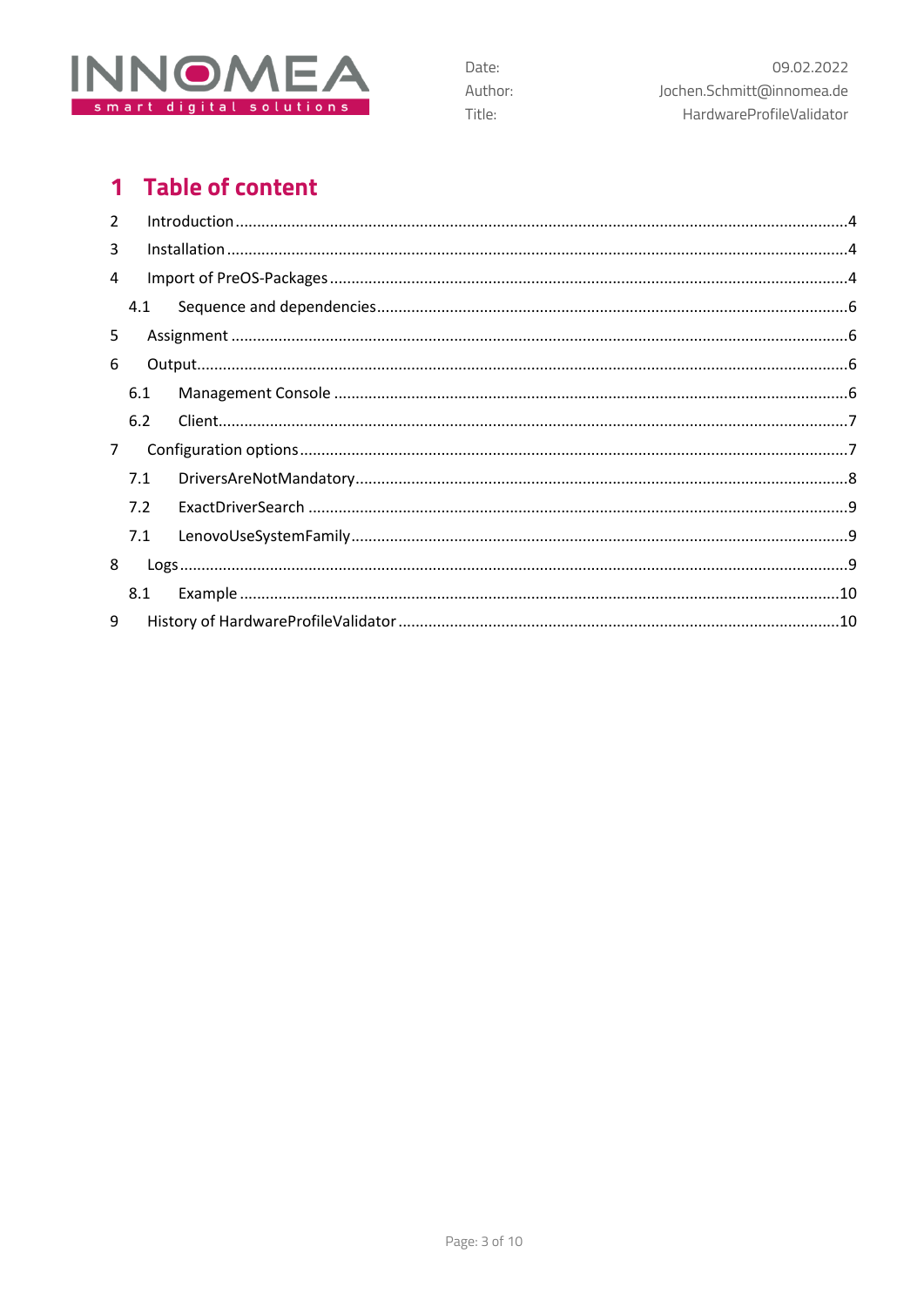# 1 Table of content

| | | |
|---|---|---|
| 2 | Introduction | 4 |
| 3 | Installation | 4 |
| 4 | Import of PreOS-Packages | 4 |
| 4.1 | Sequence and dependencies | 6 |
| 5 | Assignment | 6 |
| 6 | Output | 6 |
| 6.1 | Management Console | 6 |
| 6.2 | Client | 7 |
| 7 | Configuration options | 7 |
| 7.1 | DriversAreNotMandatory | 8 |
| 7.2 | ExactDriverSearch | 9 |
| 7.1 | LenovoUseSystemFamily | 9 |
| 8 | Logs | 9 |
| 8.1 | Example | 10 |
| 9 | History of HardwareProfileValidator | 10 |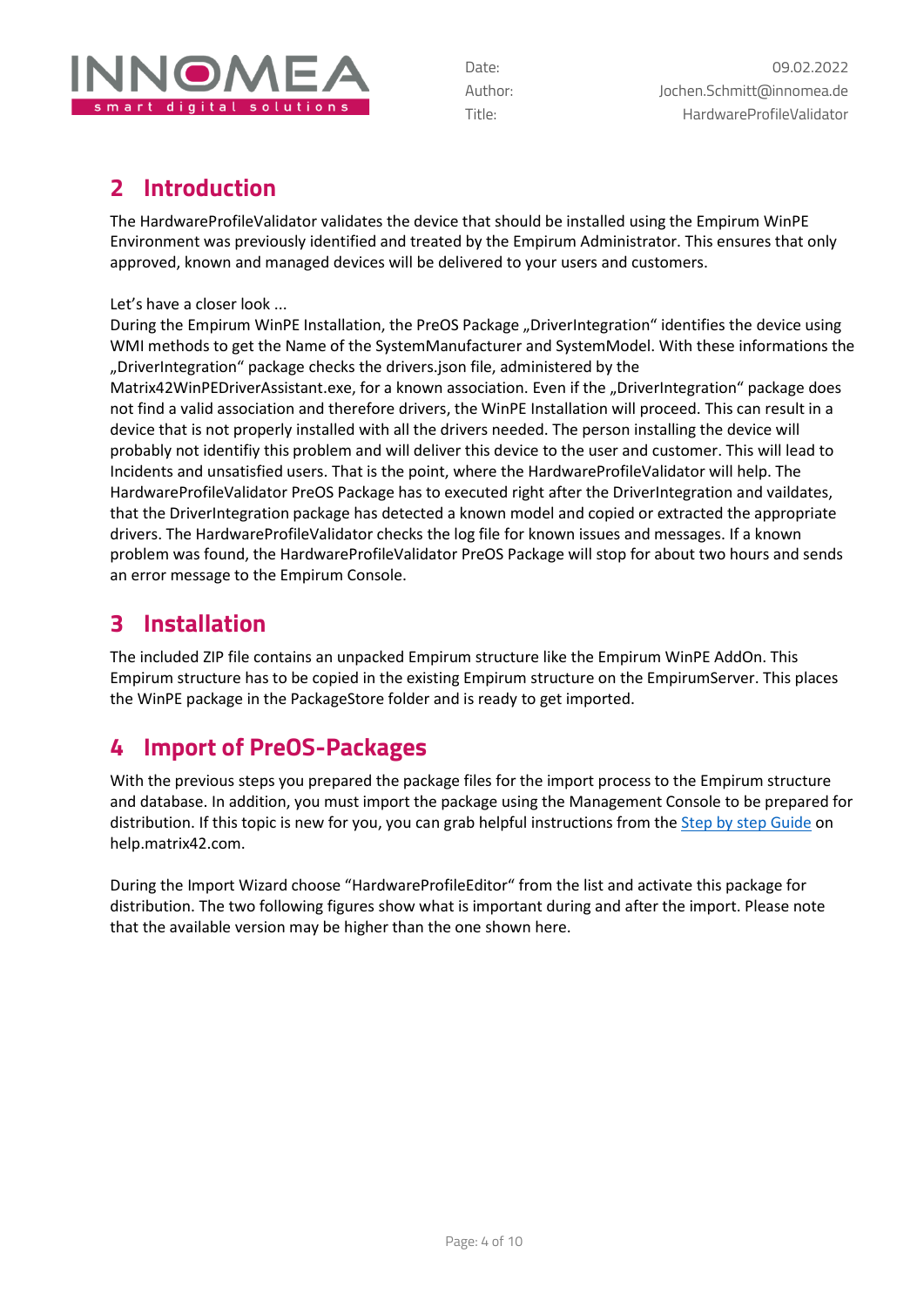## 2 Introduction

The HardwareProfileValidator validates the device that should be installed using the Empirum WinPE Environment was previously identified and treated by the Empirum Administrator. This ensures that only approved, known and managed devices will be delivered to your users and customers.

Let's have a closer look ...
During the Empirum WinPE Installation, the PreOS Package „DriverIntegration" identifies the device using WMI methods to get the Name of the SystemManufacturer and SystemModel. With these informations the „DriverIntegration" package checks the drivers.json file, administered by the Matrix42WinPEDriverAssistant.exe, for a known association. Even if the „DriverIntegration" package does not find a valid association and therefore drivers, the WinPE Installation will proceed. This can result in a device that is not properly installed with all the drivers needed. The person installing the device will probably not identifiy this problem and will deliver this device to the user and customer. This will lead to Incidents and unsatisfied users. That is the point, where the HardwareProfileValidator will help. The HardwareProfileValidator PreOS Package has to executed right after the DriverIntegration and vaildates, that the DriverIntegration package has detected a known model and copied or extracted the appropriate drivers. The HardwareProfileValidator checks the log file for known issues and messages. If a known problem was found, the HardwareProfileValidator PreOS Package will stop for about two hours and sends an error message to the Empirum Console.

## 3 Installation

The included ZIP file contains an unpacked Empirum structure like the Empirum WinPE AddOn. This Empirum structure has to be copied in the existing Empirum structure on the EmpirumServer. This places the WinPE package in the PackageStore folder and is ready to get imported.

## 4 Import of PreOS-Packages

With the previous steps you prepared the package files for the import process to the Empirum structure and database. In addition, you must import the package using the Management Console to be prepared for distribution. If this topic is new for you, you can grab helpful instructions from the [Step by step Guide] on help.matrix42.com.

During the Import Wizard choose "HardwareProfileEditor" from the list and activate this package for distribution. The two following figures show what is important during and after the import. Please note that the available version may be higher than the one shown here.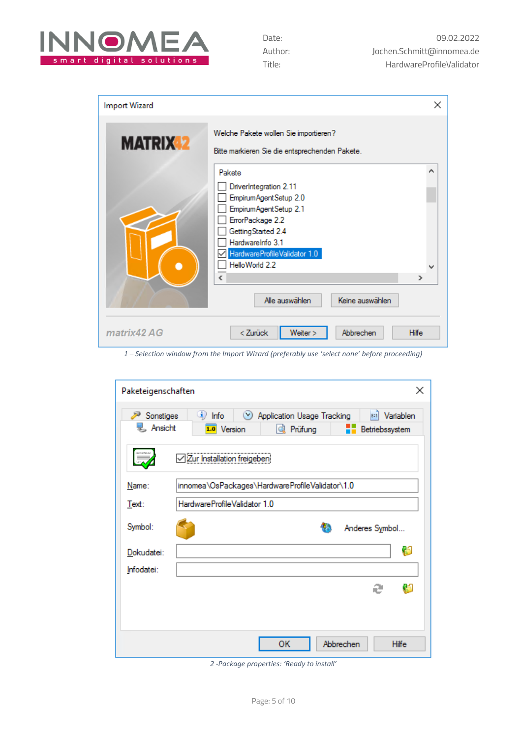1 – Selection window from the Import Wizard (preferably use 'select none' before proceeding)

2 -Package properties: 'Ready to install'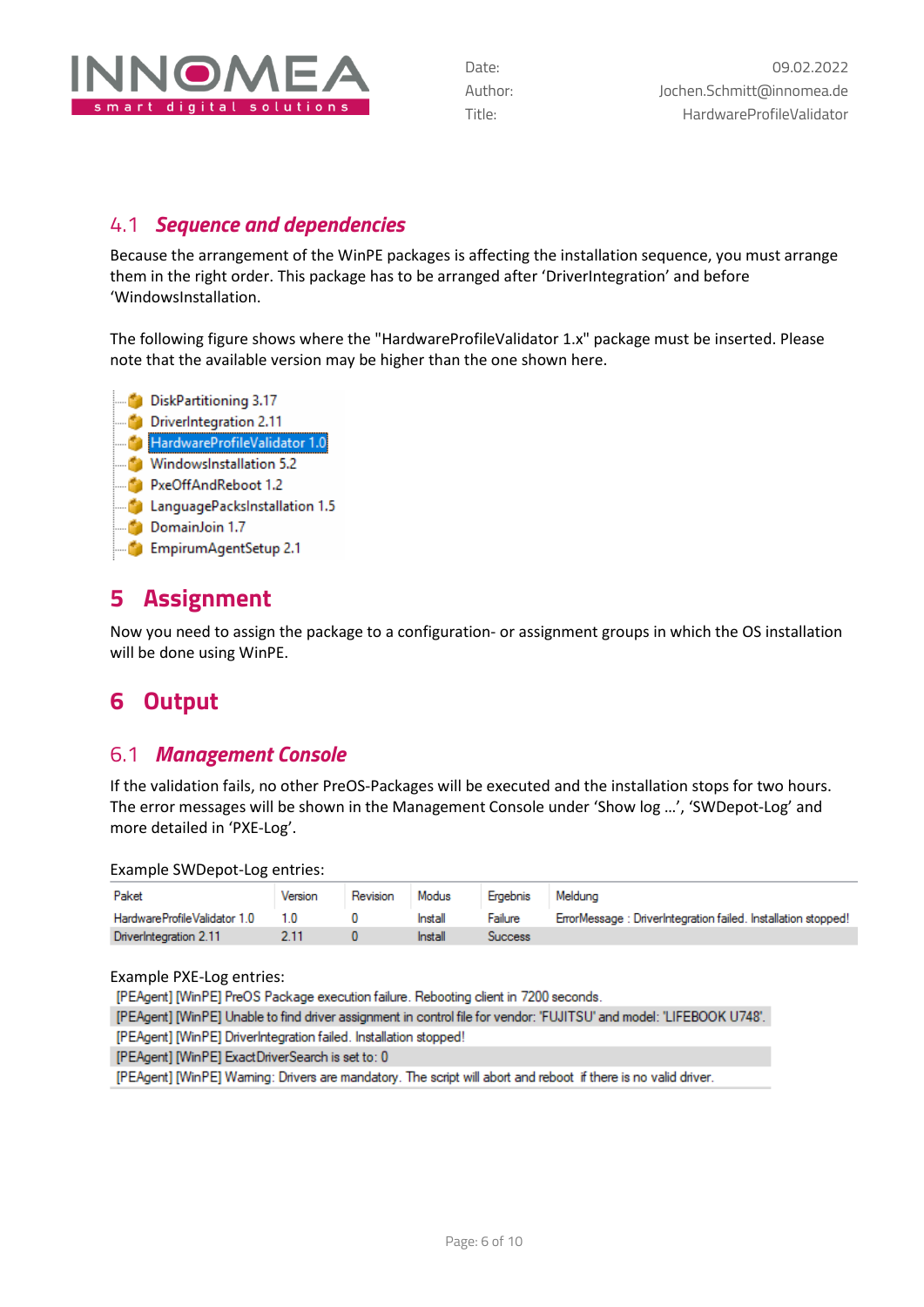## 4.1 *Sequence and dependencies*

Because the arrangement of the WinPE packages is affecting the installation sequence, you must arrange them in the right order. This package has to be arranged after 'DriverIntegration' and before 'WindowsInstallation.

The following figure shows where the "HardwareProfileValidator 1.x" package must be inserted. Please note that the available version may be higher than the one shown here.

- DiskPartitioning 3.17
- DriverIntegration 2.11
- HardwareProfileValidator 1.0
- WindowsInstallation 5.2
- PxeOffAndReboot 1.2
- LanguagePacksInstallation 1.5
- DomainJoin 1.7
- EmpirumAgentSetup 2.1

# 5 Assignment

Now you need to assign the package to a configuration- or assignment groups in which the OS installation will be done using WinPE.

# 6 Output

## 6.1 *Management Console*

If the validation fails, no other PreOS-Packages will be executed and the installation stops for two hours. The error messages will be shown in the Management Console under 'Show log …', 'SWDepot-Log' and more detailed in 'PXE-Log'.

Example SWDepot-Log entries:

| Paket | Version | Revision | Modus | Ergebnis | Meldung |
|---|---|---|---|---|---|
| HardwareProfileValidator 1.0 | 1.0 | 0 | Install | Failure | ErrorMessage : DriverIntegration failed. Installation stopped! |
| DriverIntegration 2.11 | 2.11 | 0 | Install | Success | |

Example PXE-Log entries:

```
[PEAgent] [WinPE] PreOS Package execution failure. Rebooting client in 7200 seconds.
[PEAgent] [WinPE] Unable to find driver assignment in control file for vendor: 'FUJITSU' and model: 'LIFEBOOK U748'.
[PEAgent] [WinPE] DriverIntegration failed. Installation stopped!
[PEAgent] [WinPE] ExactDriverSearch is set to: 0
[PEAgent] [WinPE] Warning: Drivers are mandatory. The script will abort and reboot if there is no valid driver.
```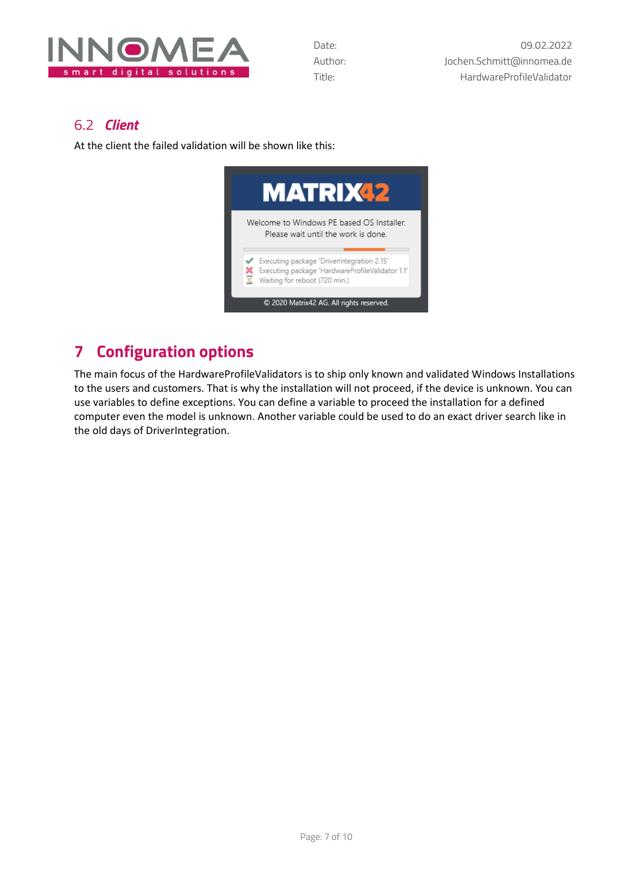## 6.2 *Client*

At the client the failed validation will be shown like this:

# 7 Configuration options

The main focus of the HardwareProfileValidators is to ship only known and validated Windows Installations to the users and customers. That is why the installation will not proceed, if the device is unknown. You can use variables to define exceptions. You can define a variable to proceed the installation for a defined computer even the model is unknown. Another variable could be used to do an exact driver search like in the old days of DriverIntegration.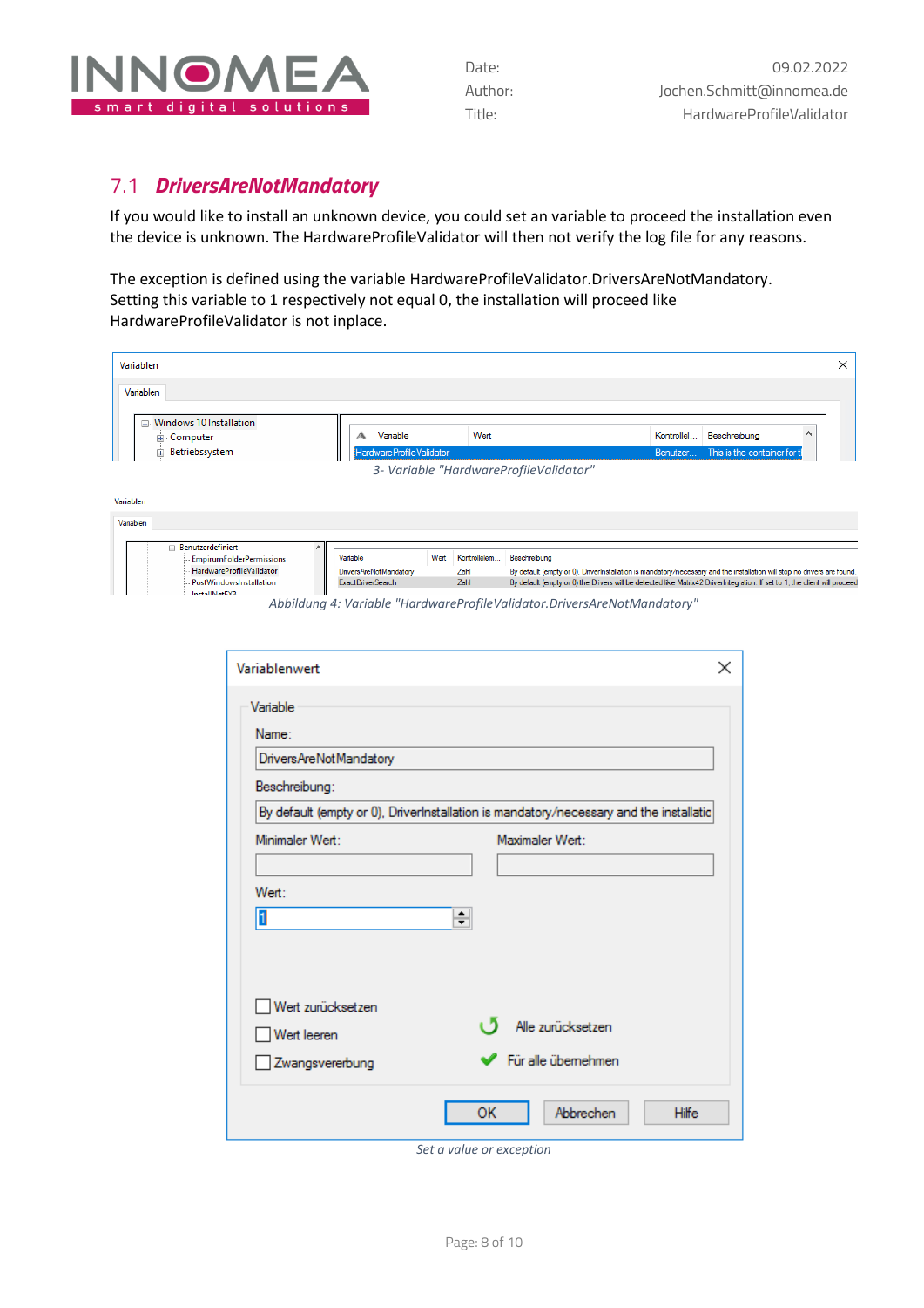## 7.1 *DriversAreNotMandatory*

If you would like to install an unknown device, you could set an variable to proceed the installation even the device is unknown. The HardwareProfileValidator will then not verify the log file for any reasons.

The exception is defined using the variable HardwareProfileValidator.DriversAreNotMandatory. Setting this variable to 1 respectively not equal 0, the installation will proceed like HardwareProfileValidator is not inplace.

*3- Variable "HardwareProfileValidator"*

*Abbildung 4: Variable "HardwareProfileValidator.DriversAreNotMandatory"*

*Set a value or exception*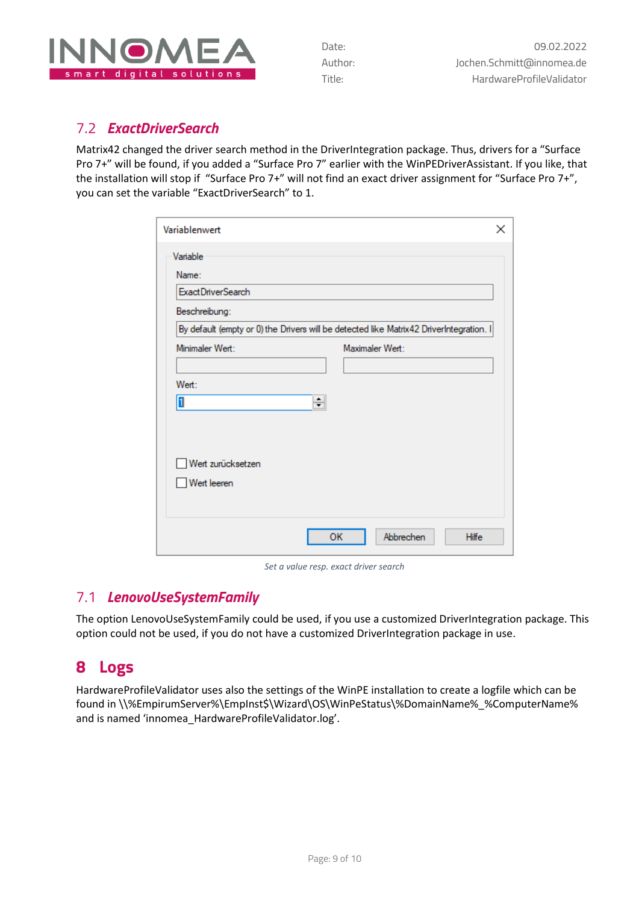## 7.2 *ExactDriverSearch*

Matrix42 changed the driver search method in the DriverIntegration package. Thus, drivers for a “Surface Pro 7+” will be found, if you added a “Surface Pro 7” earlier with the WinPEDriverAssistant. If you like, that the installation will stop if “Surface Pro 7+” will not find an exact driver assignment for “Surface Pro 7+”, you can set the variable “ExactDriverSearch” to 1.

*Set a value resp. exact driver search*

## 7.1 *LenovoUseSystemFamily*

The option LenovoUseSystemFamily could be used, if you use a customized DriverIntegration package. This option could not be used, if you do not have a customized DriverIntegration package in use.

# 8 Logs

HardwareProfileValidator uses also the settings of the WinPE installation to create a logfile which can be found in \\%EmpirumServer%\EmpInst$\Wizard\OS\WinPeStatus\%DomainName%_%ComputerName% and is named ‘innomea_HardwareProfileValidator.log’.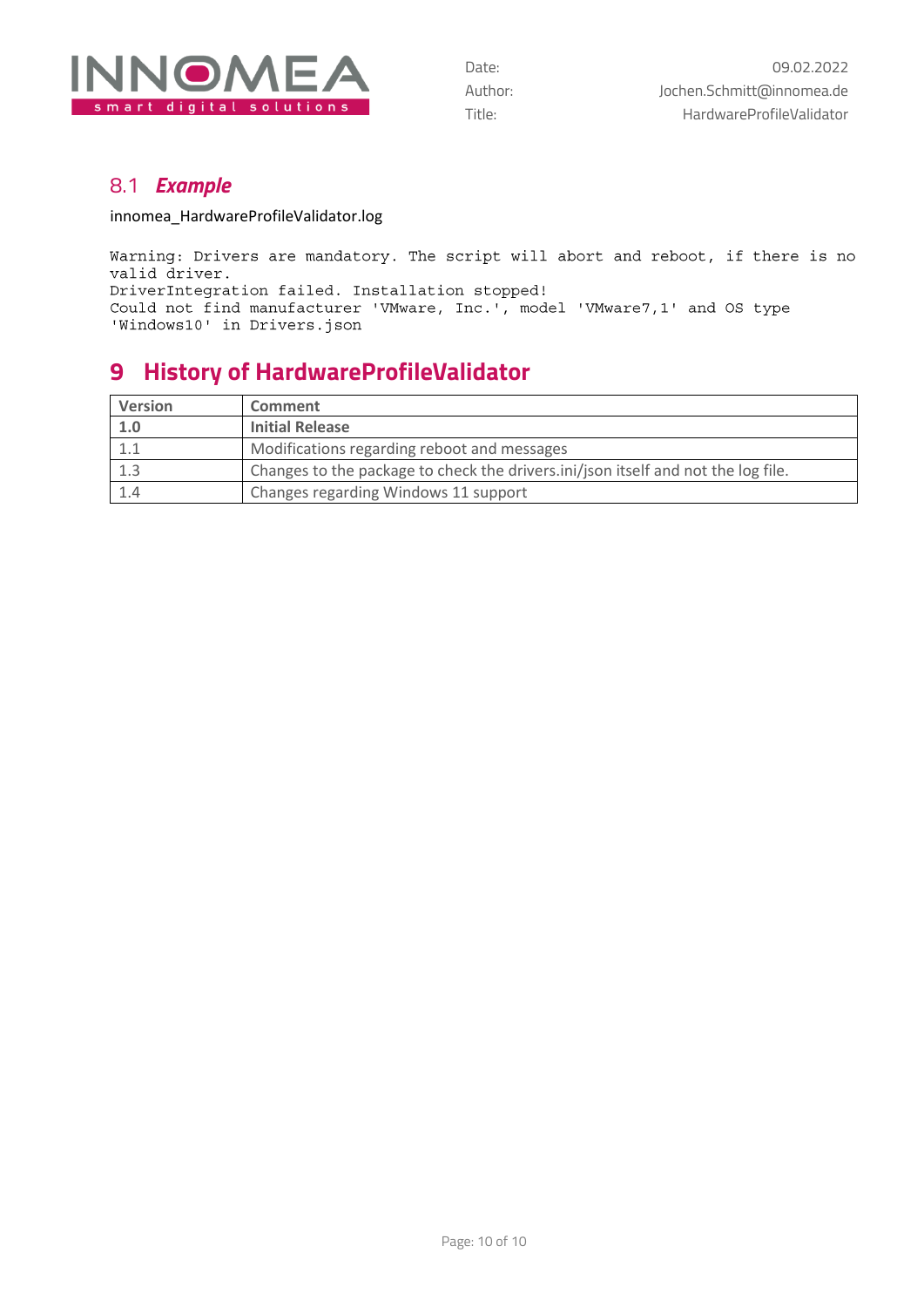## 8.1 *Example*

innomea_HardwareProfileValidator.log

```
Warning: Drivers are mandatory. The script will abort and reboot, if there is no
valid driver.
DriverIntegration failed. Installation stopped!
Could not find manufacturer 'VMware, Inc.', model 'VMware7,1' and OS type
'Windows10' in Drivers.json
```

# 9 History of HardwareProfileValidator

| Version | Comment |
|---|---|
| **1.0** | **Initial Release** |
| 1.1 | Modifications regarding reboot and messages |
| 1.3 | Changes to the package to check the drivers.ini/json itself and not the log file. |
| 1.4 | Changes regarding Windows 11 support |